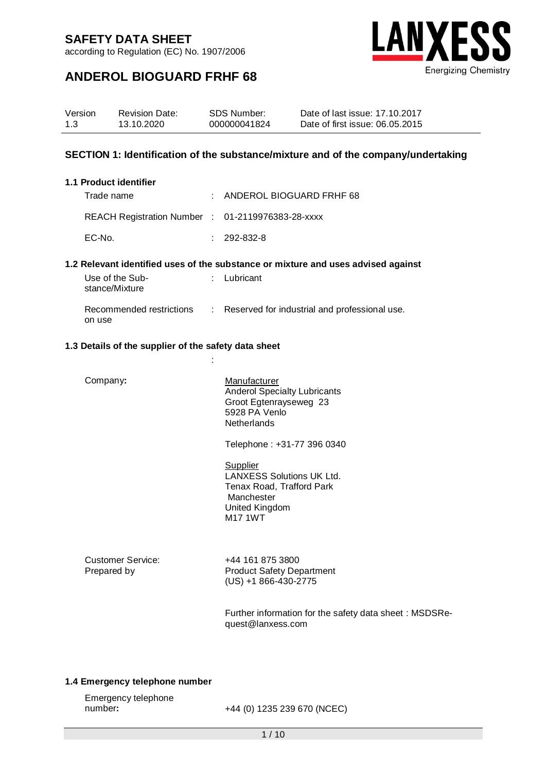# SAFETY DATA SHEET

according to Regulation (EC) No. 1907/2006

## ANDEROL BIOGUARD FRHF 68

| Version | Revision Date: | SDS Number: | Date of last issue: 17.10.2017 |
|---|---|---|---|
| 1.3 | 13.10.2020 | 000000041824 | Date of first issue: 06.05.2015 |

## SECTION 1: Identification of the substance/mixture and of the company/undertaking

### 1.1 Product identifier

Trade name : ANDEROL BIOGUARD FRHF 68

REACH Registration Number : 01-2119976383-28-xxxx

EC-No. : 292-832-8

### 1.2 Relevant identified uses of the substance or mixture and uses advised against

Use of the Substance/Mixture : Lubricant

Recommended restrictions on use : Reserved for industrial and professional use.

### 1.3 Details of the supplier of the safety data sheet

:

Company**:**

Manufacturer
Anderol Specialty Lubricants
Groot Egtenrayseweg 23
5928 PA Venlo
Netherlands

Telephone : +31-77 396 0340

Supplier
LANXESS Solutions UK Ltd.
Tenax Road, Trafford Park
Manchester
United Kingdom
M17 1WT

Customer Service: +44 161 875 3800

Prepared by: Product Safety Department
(US) +1 866-430-2775

Further information for the safety data sheet : MSDSRequest@lanxess.com

### 1.4 Emergency telephone number

Emergency telephone number**:** +44 (0) 1235 239 670 (NCEC)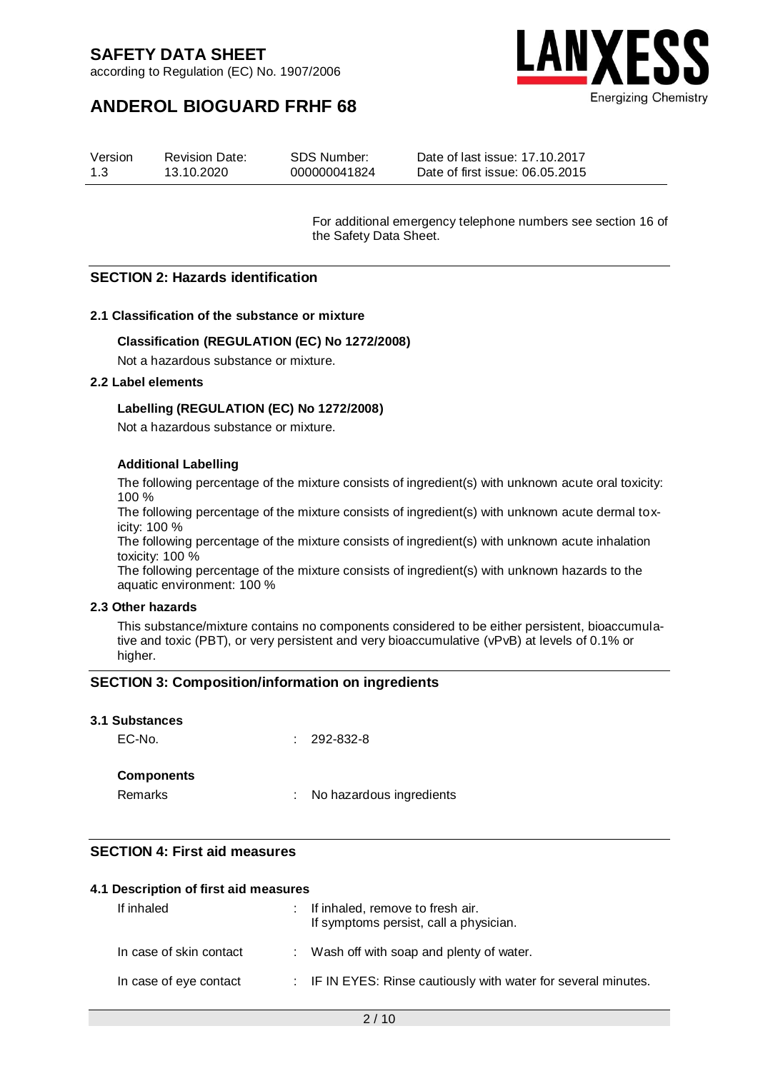For additional emergency telephone numbers see section 16 of the Safety Data Sheet.

## SECTION 2: Hazards identification

### 2.1 Classification of the substance or mixture

**Classification (REGULATION (EC) No 1272/2008)**

Not a hazardous substance or mixture.

### 2.2 Label elements

**Labelling (REGULATION (EC) No 1272/2008)**

Not a hazardous substance or mixture.

**Additional Labelling**

The following percentage of the mixture consists of ingredient(s) with unknown acute oral toxicity: 100 %

The following percentage of the mixture consists of ingredient(s) with unknown acute dermal toxicity: 100 %

The following percentage of the mixture consists of ingredient(s) with unknown acute inhalation toxicity: 100 %

The following percentage of the mixture consists of ingredient(s) with unknown hazards to the aquatic environment: 100 %

### 2.3 Other hazards

This substance/mixture contains no components considered to be either persistent, bioaccumulative and toxic (PBT), or very persistent and very bioaccumulative (vPvB) at levels of 0.1% or higher.

## SECTION 3: Composition/information on ingredients

### 3.1 Substances

EC-No. : 292-832-8

**Components**

Remarks : No hazardous ingredients

## SECTION 4: First aid measures

### 4.1 Description of first aid measures

| | |
|---|---|
| If inhaled | : If inhaled, remove to fresh air. If symptoms persist, call a physician. |
| In case of skin contact | : Wash off with soap and plenty of water. |
| In case of eye contact | : IF IN EYES: Rinse cautiously with water for several minutes. |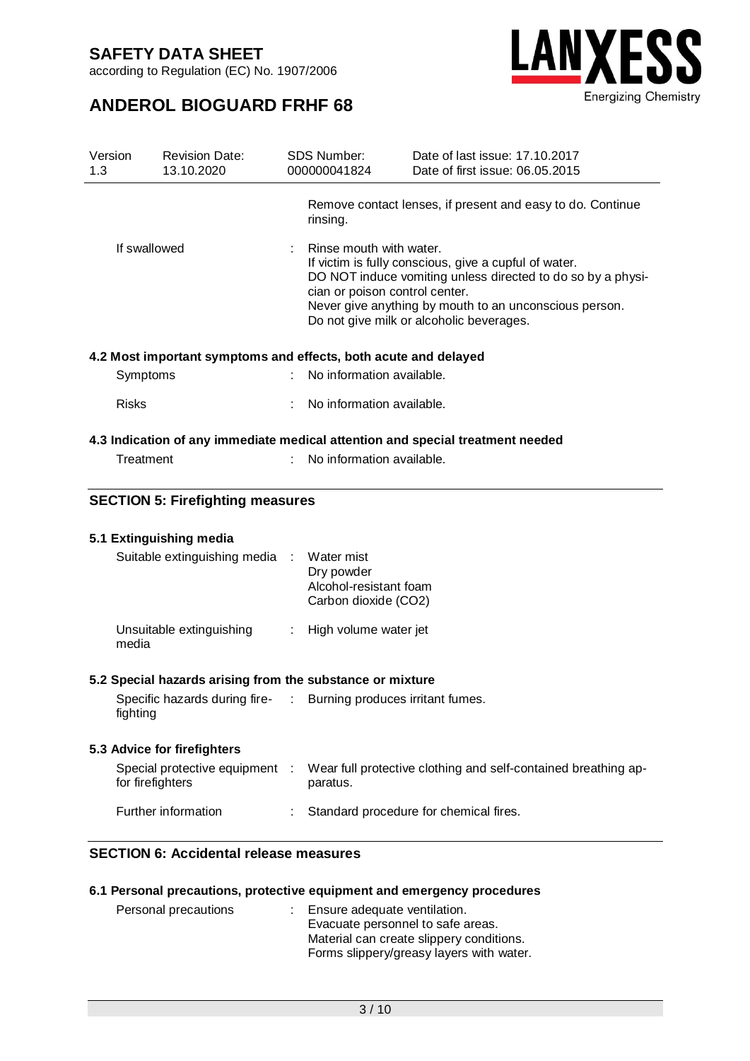Remove contact lenses, if present and easy to do. Continue rinsing.

| | | |
|---|---|---|
| If swallowed | : | Rinse mouth with water.<br>If victim is fully conscious, give a cupful of water.<br>DO NOT induce vomiting unless directed to do so by a physician or poison control center.<br>Never give anything by mouth to an unconscious person.<br>Do not give milk or alcoholic beverages. |

### 4.2 Most important symptoms and effects, both acute and delayed

| | | |
|---|---|---|
| Symptoms | : | No information available. |
| Risks | : | No information available. |

### 4.3 Indication of any immediate medical attention and special treatment needed

| | | |
|---|---|---|
| Treatment | : | No information available. |

## SECTION 5: Firefighting measures

### 5.1 Extinguishing media

| | | |
|---|---|---|
| Suitable extinguishing media | : | Water mist<br>Dry powder<br>Alcohol-resistant foam<br>Carbon dioxide ($CO_2$) |
| Unsuitable extinguishing media | : | High volume water jet |

### 5.2 Special hazards arising from the substance or mixture

| | | |
|---|---|---|
| Specific hazards during fire-fighting | : | Burning produces irritant fumes. |

### 5.3 Advice for firefighters

| | | |
|---|---|---|
| Special protective equipment for firefighters | : | Wear full protective clothing and self-contained breathing apparatus. |
| Further information | : | Standard procedure for chemical fires. |

## SECTION 6: Accidental release measures

### 6.1 Personal precautions, protective equipment and emergency procedures

| | | |
|---|---|---|
| Personal precautions | : | Ensure adequate ventilation.<br>Evacuate personnel to safe areas.<br>Material can create slippery conditions.<br>Forms slippery/greasy layers with water. |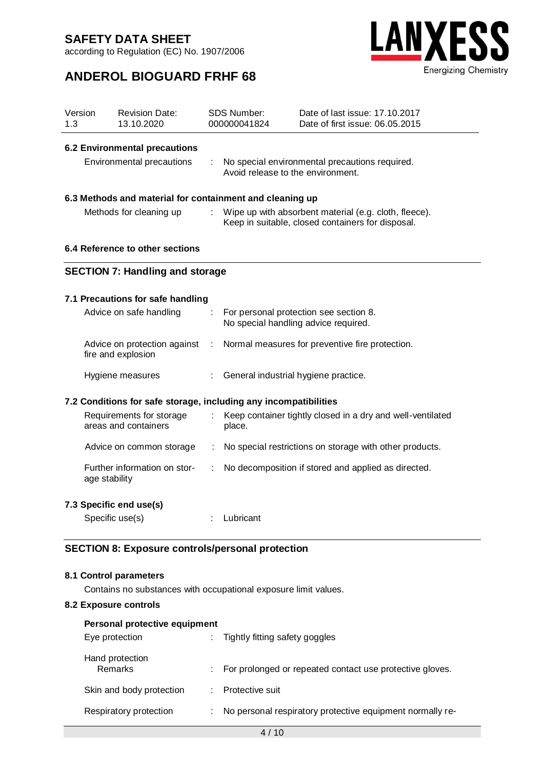### 6.2 Environmental precautions

| | | |
|---|---|---|
| Environmental precautions | : | No special environmental precautions required. Avoid release to the environment. |

### 6.3 Methods and material for containment and cleaning up

| | | |
|---|---|---|
| Methods for cleaning up | : | Wipe up with absorbent material (e.g. cloth, fleece). Keep in suitable, closed containers for disposal. |

### 6.4 Reference to other sections

## SECTION 7: Handling and storage

### 7.1 Precautions for safe handling

| | | |
|---|---|---|
| Advice on safe handling | : | For personal protection see section 8. No special handling advice required. |
| Advice on protection against fire and explosion | : | Normal measures for preventive fire protection. |
| Hygiene measures | : | General industrial hygiene practice. |

### 7.2 Conditions for safe storage, including any incompatibilities

| | | |
|---|---|---|
| Requirements for storage areas and containers | : | Keep container tightly closed in a dry and well-ventilated place. |
| Advice on common storage | : | No special restrictions on storage with other products. |
| Further information on storage stability | : | No decomposition if stored and applied as directed. |

### 7.3 Specific end use(s)

| | | |
|---|---|---|
| Specific use(s) | : | Lubricant |

## SECTION 8: Exposure controls/personal protection

### 8.1 Control parameters

Contains no substances with occupational exposure limit values.

### 8.2 Exposure controls

**Personal protective equipment**

| | | |
|---|---|---|
| Eye protection | : | Tightly fitting safety goggles |
| Hand protection<br>Remarks | : | For prolonged or repeated contact use protective gloves. |
| Skin and body protection | : | Protective suit |
| Respiratory protection | : | No personal respiratory protective equipment normally re- |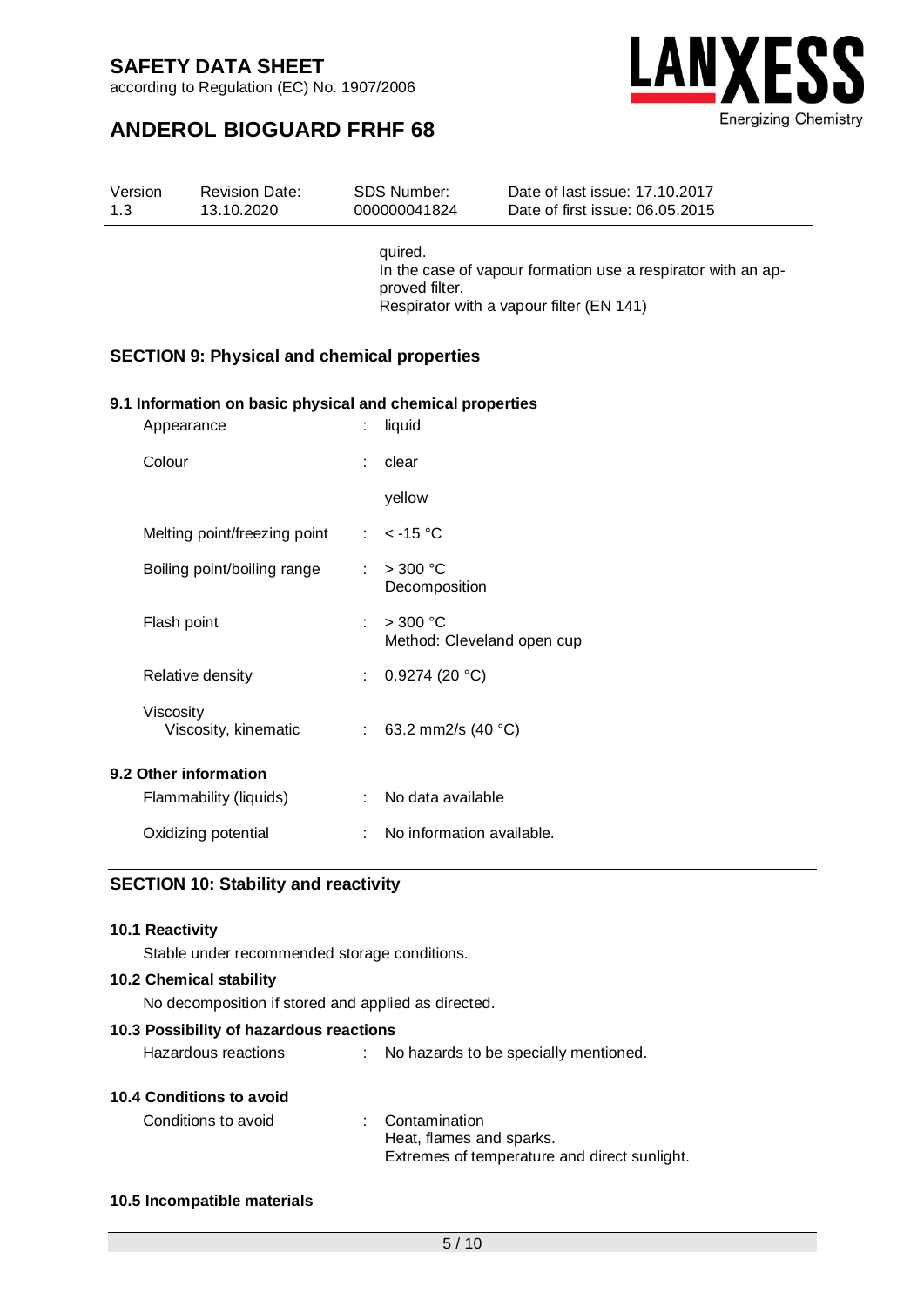quired.
In the case of vapour formation use a respirator with an approved filter.
Respirator with a vapour filter (EN 141)

## SECTION 9: Physical and chemical properties

### 9.1 Information on basic physical and chemical properties

| | | |
|---|---|---|
| Appearance | : | liquid |
| Colour | : | clear<br>yellow |
| Melting point/freezing point | : | < -15 °C |
| Boiling point/boiling range | : | > 300 °C<br>Decomposition |
| Flash point | : | > 300 °C<br>Method: Cleveland open cup |
| Relative density | : | 0.9274 (20 °C) |
| Viscosity<br>Viscosity, kinematic | : | 63.2 mm2/s (40 °C) |

### 9.2 Other information

| | | |
|---|---|---|
| Flammability (liquids) | : | No data available |
| Oxidizing potential | : | No information available. |

## SECTION 10: Stability and reactivity

### 10.1 Reactivity

Stable under recommended storage conditions.

### 10.2 Chemical stability

No decomposition if stored and applied as directed.

### 10.3 Possibility of hazardous reactions

Hazardous reactions : No hazards to be specially mentioned.

### 10.4 Conditions to avoid

Conditions to avoid : Contamination
Heat, flames and sparks.
Extremes of temperature and direct sunlight.

### 10.5 Incompatible materials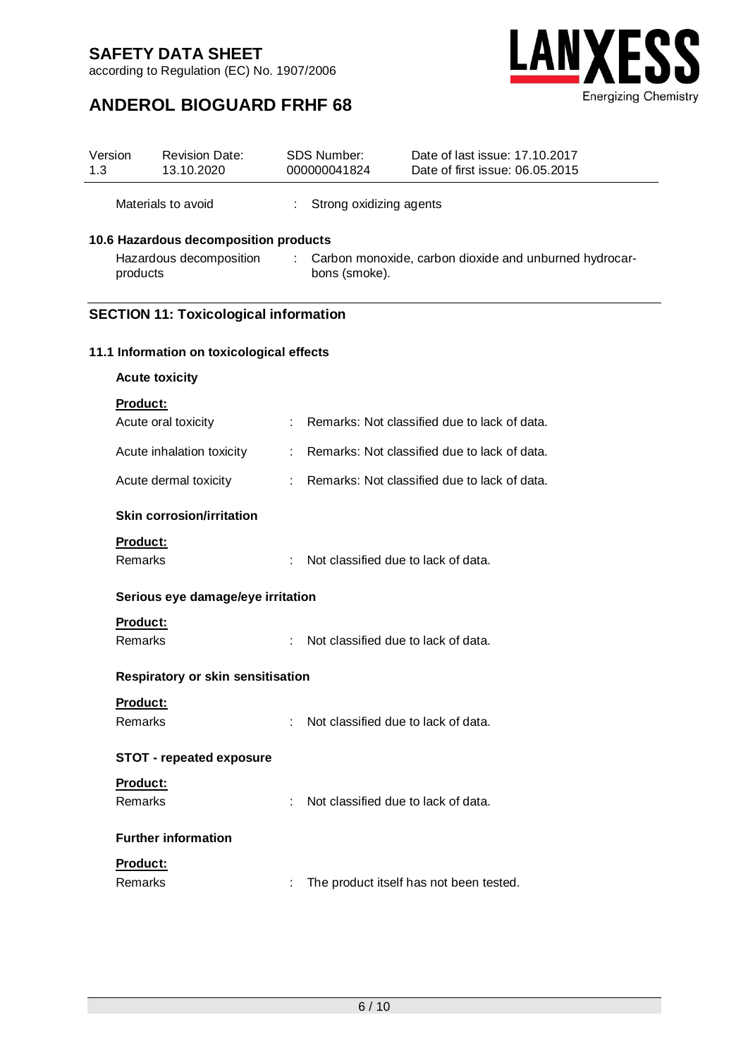| | | |
|---|---|---|
| Materials to avoid | : | Strong oxidizing agents |

### 10.6 Hazardous decomposition products

| | | |
|---|---|---|
| Hazardous decomposition products | : | Carbon monoxide, carbon dioxide and unburned hydrocarbons (smoke). |

## SECTION 11: Toxicological information

### 11.1 Information on toxicological effects

**Acute toxicity**

**Product:**

| | | |
|---|---|---|
| Acute oral toxicity | : | Remarks: Not classified due to lack of data. |
| Acute inhalation toxicity | : | Remarks: Not classified due to lack of data. |
| Acute dermal toxicity | : | Remarks: Not classified due to lack of data. |

**Skin corrosion/irritation**

**Product:**

| | | |
|---|---|---|
| Remarks | : | Not classified due to lack of data. |

**Serious eye damage/eye irritation**

**Product:**

| | | |
|---|---|---|
| Remarks | : | Not classified due to lack of data. |

**Respiratory or skin sensitisation**

**Product:**

| | | |
|---|---|---|
| Remarks | : | Not classified due to lack of data. |

**STOT - repeated exposure**

**Product:**

| | | |
|---|---|---|
| Remarks | : | Not classified due to lack of data. |

**Further information**

**Product:**

| | | |
|---|---|---|
| Remarks | : | The product itself has not been tested. |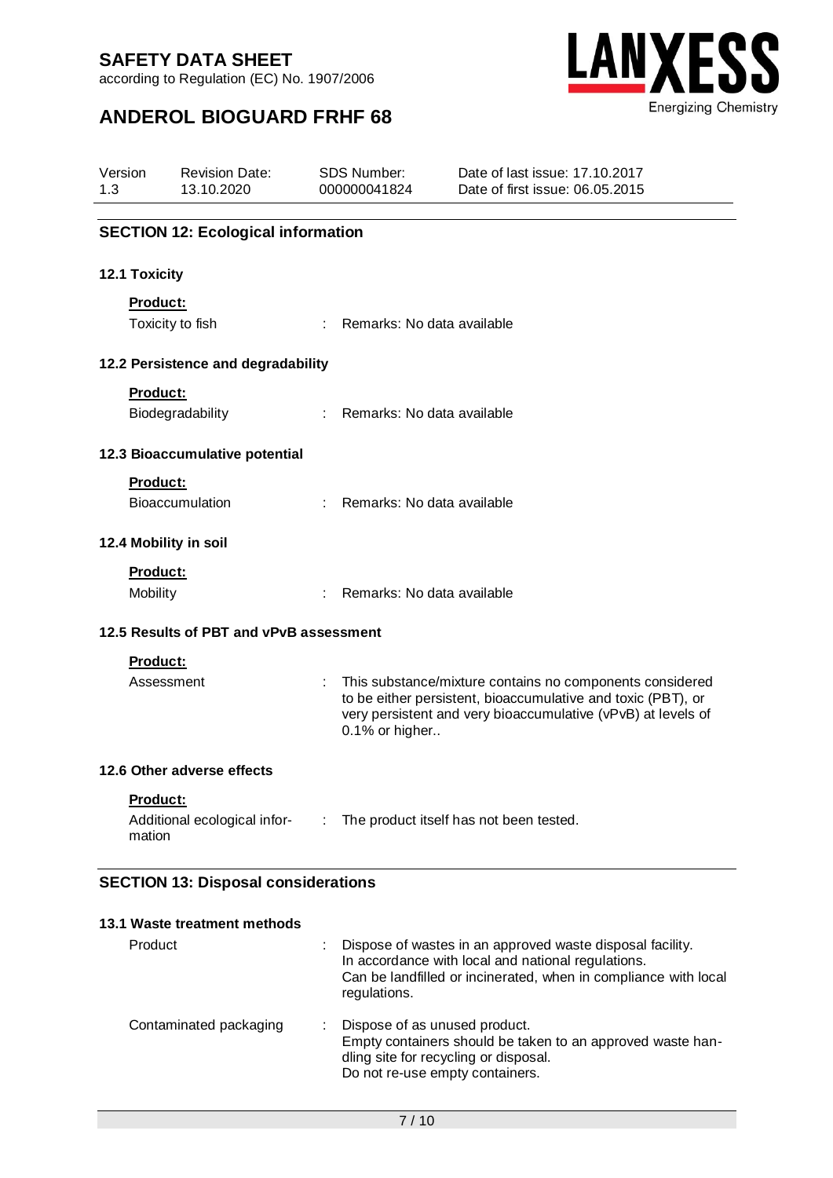## SECTION 12: Ecological information

### 12.1 Toxicity

**Product:**

| | | |
|---|---|---|
| Toxicity to fish | : | Remarks: No data available |

### 12.2 Persistence and degradability

**Product:**

| | | |
|---|---|---|
| Biodegradability | : | Remarks: No data available |

### 12.3 Bioaccumulative potential

**Product:**

| | | |
|---|---|---|
| Bioaccumulation | : | Remarks: No data available |

### 12.4 Mobility in soil

**Product:**

| | | |
|---|---|---|
| Mobility | : | Remarks: No data available |

### 12.5 Results of PBT and vPvB assessment

**Product:**

| | | |
|---|---|---|
| Assessment | : | This substance/mixture contains no components considered to be either persistent, bioaccumulative and toxic (PBT), or very persistent and very bioaccumulative (vPvB) at levels of 0.1% or higher.. |

### 12.6 Other adverse effects

**Product:**

| | | |
|---|---|---|
| Additional ecological information | : | The product itself has not been tested. |

## SECTION 13: Disposal considerations

### 13.1 Waste treatment methods

| | | |
|---|---|---|
| Product | : | Dispose of wastes in an approved waste disposal facility. In accordance with local and national regulations. Can be landfilled or incinerated, when in compliance with local regulations. |
| Contaminated packaging | : | Dispose of as unused product. Empty containers should be taken to an approved waste handling site for recycling or disposal. Do not re-use empty containers. |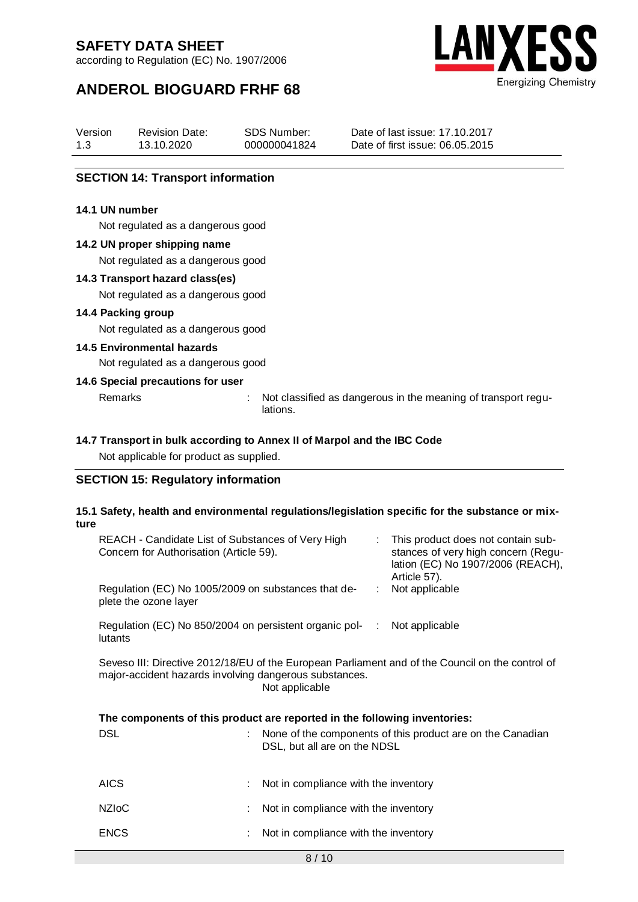## SECTION 14: Transport information

### 14.1 UN number

Not regulated as a dangerous good

### 14.2 UN proper shipping name

Not regulated as a dangerous good

### 14.3 Transport hazard class(es)

Not regulated as a dangerous good

### 14.4 Packing group

Not regulated as a dangerous good

### 14.5 Environmental hazards

Not regulated as a dangerous good

### 14.6 Special precautions for user

Remarks : Not classified as dangerous in the meaning of transport regulations.

### 14.7 Transport in bulk according to Annex II of Marpol and the IBC Code

Not applicable for product as supplied.

## SECTION 15: Regulatory information

### 15.1 Safety, health and environmental regulations/legislation specific for the substance or mixture

REACH - Candidate List of Substances of Very High Concern for Authorisation (Article 59). : This product does not contain substances of very high concern (Regulation (EC) No 1907/2006 (REACH), Article 57).

Regulation (EC) No 1005/2009 on substances that deplete the ozone layer : Not applicable

Regulation (EC) No 850/2004 on persistent organic pollutants : Not applicable

Seveso III: Directive 2012/18/EU of the European Parliament and of the Council on the control of major-accident hazards involving dangerous substances.
Not applicable

**The components of this product are reported in the following inventories:**

DSL : None of the components of this product are on the Canadian DSL, but all are on the NDSL

AICS : Not in compliance with the inventory

NZIoC : Not in compliance with the inventory

ENCS : Not in compliance with the inventory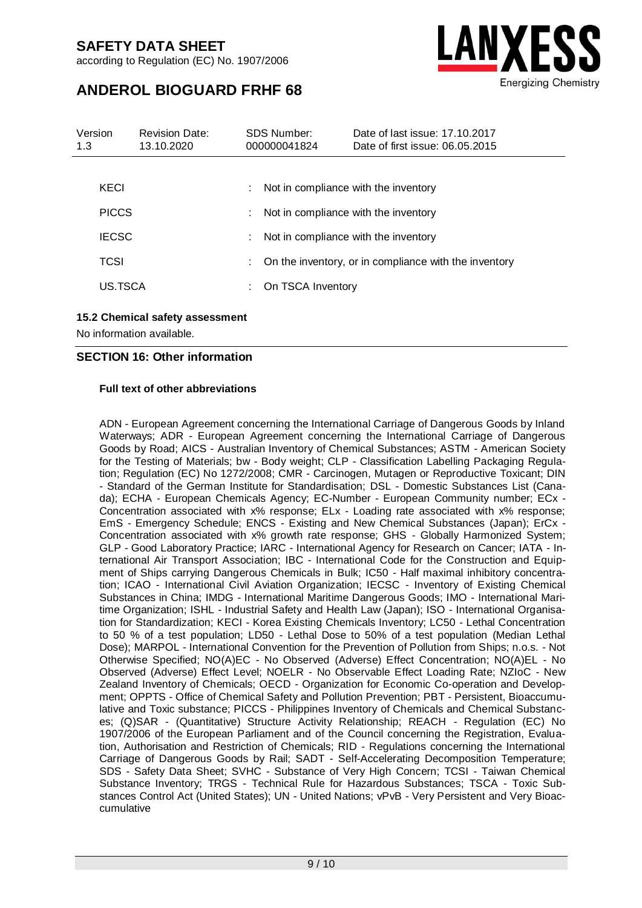| | | |
|---|---|---|
| KECI | : | Not in compliance with the inventory |
| PICCS | : | Not in compliance with the inventory |
| IECSC | : | Not in compliance with the inventory |
| TCSI | : | On the inventory, or in compliance with the inventory |
| US.TSCA | : | On TSCA Inventory |

### 15.2 Chemical safety assessment

No information available.

## SECTION 16: Other information

### Full text of other abbreviations

ADN - European Agreement concerning the International Carriage of Dangerous Goods by Inland Waterways; ADR - European Agreement concerning the International Carriage of Dangerous Goods by Road; AICS - Australian Inventory of Chemical Substances; ASTM - American Society for the Testing of Materials; bw - Body weight; CLP - Classification Labelling Packaging Regulation; Regulation (EC) No 1272/2008; CMR - Carcinogen, Mutagen or Reproductive Toxicant; DIN - Standard of the German Institute for Standardisation; DSL - Domestic Substances List (Canada); ECHA - European Chemicals Agency; EC-Number - European Community number; ECx - Concentration associated with x% response; ELx - Loading rate associated with x% response; EmS - Emergency Schedule; ENCS - Existing and New Chemical Substances (Japan); ErCx - Concentration associated with x% growth rate response; GHS - Globally Harmonized System; GLP - Good Laboratory Practice; IARC - International Agency for Research on Cancer; IATA - International Air Transport Association; IBC - International Code for the Construction and Equipment of Ships carrying Dangerous Chemicals in Bulk; IC50 - Half maximal inhibitory concentration; ICAO - International Civil Aviation Organization; IECSC - Inventory of Existing Chemical Substances in China; IMDG - International Maritime Dangerous Goods; IMO - International Maritime Organization; ISHL - Industrial Safety and Health Law (Japan); ISO - International Organisation for Standardization; KECI - Korea Existing Chemicals Inventory; LC50 - Lethal Concentration to 50 % of a test population; LD50 - Lethal Dose to 50% of a test population (Median Lethal Dose); MARPOL - International Convention for the Prevention of Pollution from Ships; n.o.s. - Not Otherwise Specified; NO(A)EC - No Observed (Adverse) Effect Concentration; NO(A)EL - No Observed (Adverse) Effect Level; NOELR - No Observable Effect Loading Rate; NZIoC - New Zealand Inventory of Chemicals; OECD - Organization for Economic Co-operation and Development; OPPTS - Office of Chemical Safety and Pollution Prevention; PBT - Persistent, Bioaccumulative and Toxic substance; PICCS - Philippines Inventory of Chemicals and Chemical Substances; (Q)SAR - (Quantitative) Structure Activity Relationship; REACH - Regulation (EC) No 1907/2006 of the European Parliament and of the Council concerning the Registration, Evaluation, Authorisation and Restriction of Chemicals; RID - Regulations concerning the International Carriage of Dangerous Goods by Rail; SADT - Self-Accelerating Decomposition Temperature; SDS - Safety Data Sheet; SVHC - Substance of Very High Concern; TCSI - Taiwan Chemical Substance Inventory; TRGS - Technical Rule for Hazardous Substances; TSCA - Toxic Substances Control Act (United States); UN - United Nations; vPvB - Very Persistent and Very Bioaccumulative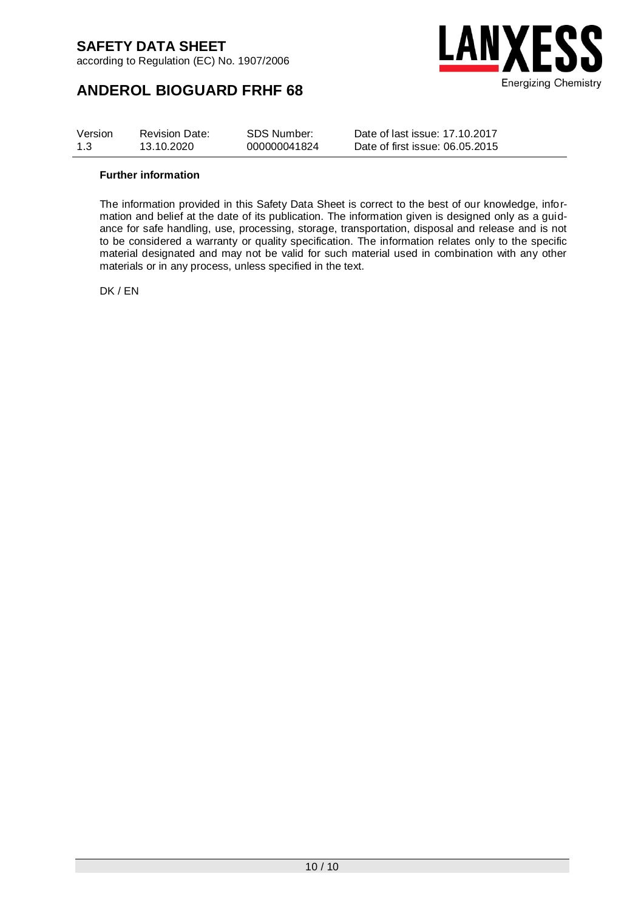**Further information**

The information provided in this Safety Data Sheet is correct to the best of our knowledge, information and belief at the date of its publication. The information given is designed only as a guidance for safe handling, use, processing, storage, transportation, disposal and release and is not to be considered a warranty or quality specification. The information relates only to the specific material designated and may not be valid for such material used in combination with any other materials or in any process, unless specified in the text.

DK / EN